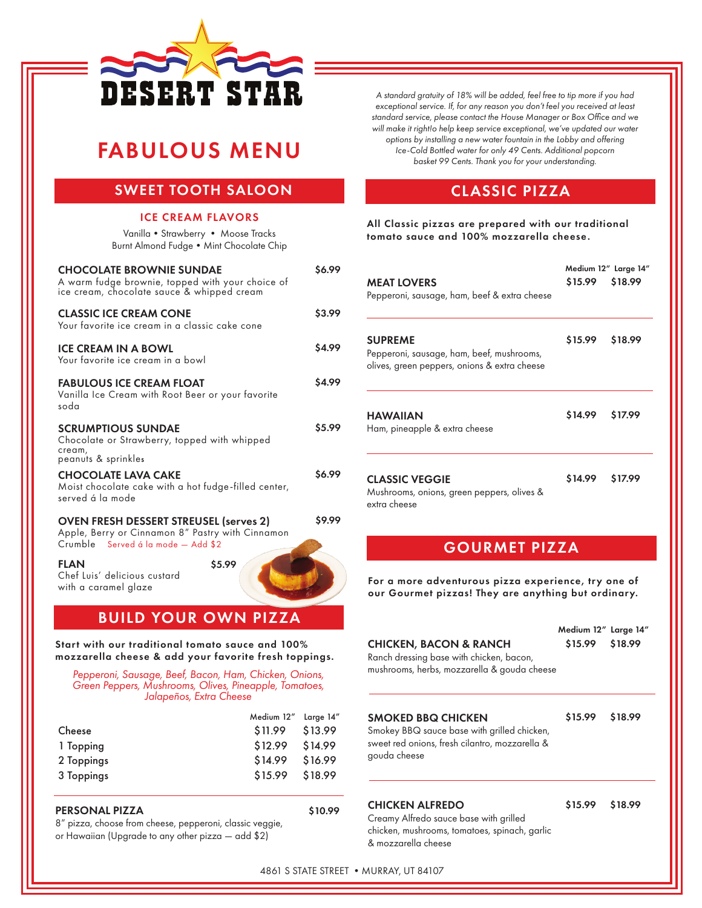# DESERT STAR

# FABULOUS MENU

*A standard gratuity of 18% will be added, feel free to tip more if you had exceptional service. If, for any reason you don't feel you received at least standard service, please contact the House Manager or Box Office and we will make it right!to help keep service exceptional, we've updated our water options by installing a new water fountain in the Lobby and offering Ice-Cold Bottled water for only 49 Cents. Additional popcorn basket 99 Cents. Thank you for your understanding.*

## SWEET TOOTH SALOON

### ICE CREAM FLAVORS

Vanilla • Strawberry • Moose Tracks
Burnt Almond Fudge • Mint Chocolate Chip

**CHOCOLATE BROWNIE SUNDAE** — $6.99
A warm fudge brownie, topped with your choice of ice cream, chocolate sauce & whipped cream

**CLASSIC ICE CREAM CONE** — $3.99
Your favorite ice cream in a classic cake cone

**ICE CREAM IN A BOWL** — $4.99
Your favorite ice cream in a bowl

**FABULOUS ICE CREAM FLOAT** — $4.99
Vanilla Ice Cream with Root Beer or your favorite soda

**SCRUMPTIOUS SUNDAE** — $5.99
Chocolate or Strawberry, topped with whipped cream, peanuts & sprinkles

**CHOCOLATE LAVA CAKE** — $6.99
Moist chocolate cake with a hot fudge-filled center, served á la mode

**OVEN FRESH DESSERT STREUSEL (serves 2)** — $9.99
Apple, Berry or Cinnamon 8" Pastry with Cinnamon Crumble Served á la mode — Add $2

**FLAN** — $5.99
Chef Luis' delicious custard with a caramel glaze

## BUILD YOUR OWN PIZZA

**Start with our traditional tomato sauce and 100% mozzarella cheese & add your favorite fresh toppings.**

*Pepperoni, Sausage, Beef, Bacon, Ham, Chicken, Onions, Green Peppers, Mushrooms, Olives, Pineapple, Tomatoes, Jalapeños, Extra Cheese*

| | Medium 12" | Large 14" |
|---|---|---|
| Cheese | $11.99 | $13.99 |
| 1 Topping | $12.99 | $14.99 |
| 2 Toppings | $14.99 | $16.99 |
| 3 Toppings | $15.99 | $18.99 |

**PERSONAL PIZZA** — $10.99
8" pizza, choose from cheese, pepperoni, classic veggie, or Hawaiian (Upgrade to any other pizza — add $2)

## CLASSIC PIZZA

**All Classic pizzas are prepared with our traditional tomato sauce and 100% mozzarella cheese.**

| | Medium 12" | Large 14" |
|---|---|---|
| **MEAT LOVERS**<br>Pepperoni, sausage, ham, beef & extra cheese | $15.99 | $18.99 |
| **SUPREME**<br>Pepperoni, sausage, ham, beef, mushrooms, olives, green peppers, onions & extra cheese | $15.99 | $18.99 |
| **HAWAIIAN**<br>Ham, pineapple & extra cheese | $14.99 | $17.99 |
| **CLASSIC VEGGIE**<br>Mushrooms, onions, green peppers, olives & extra cheese | $14.99 | $17.99 |

## GOURMET PIZZA

**For a more adventurous pizza experience, try one of our Gourmet pizzas! They are anything but ordinary.**

| | Medium 12" | Large 14" |
|---|---|---|
| **CHICKEN, BACON & RANCH**<br>Ranch dressing base with chicken, bacon, mushrooms, herbs, mozzarella & gouda cheese | $15.99 | $18.99 |
| **SMOKED BBQ CHICKEN**<br>Smokey BBQ sauce base with grilled chicken, sweet red onions, fresh cilantro, mozzarella & gouda cheese | $15.99 | $18.99 |
| **CHICKEN ALFREDO**<br>Creamy Alfredo sauce base with grilled chicken, mushrooms, tomatoes, spinach, garlic & mozzarella cheese | $15.99 | $18.99 |

4861 S STATE STREET • MURRAY, UT 84107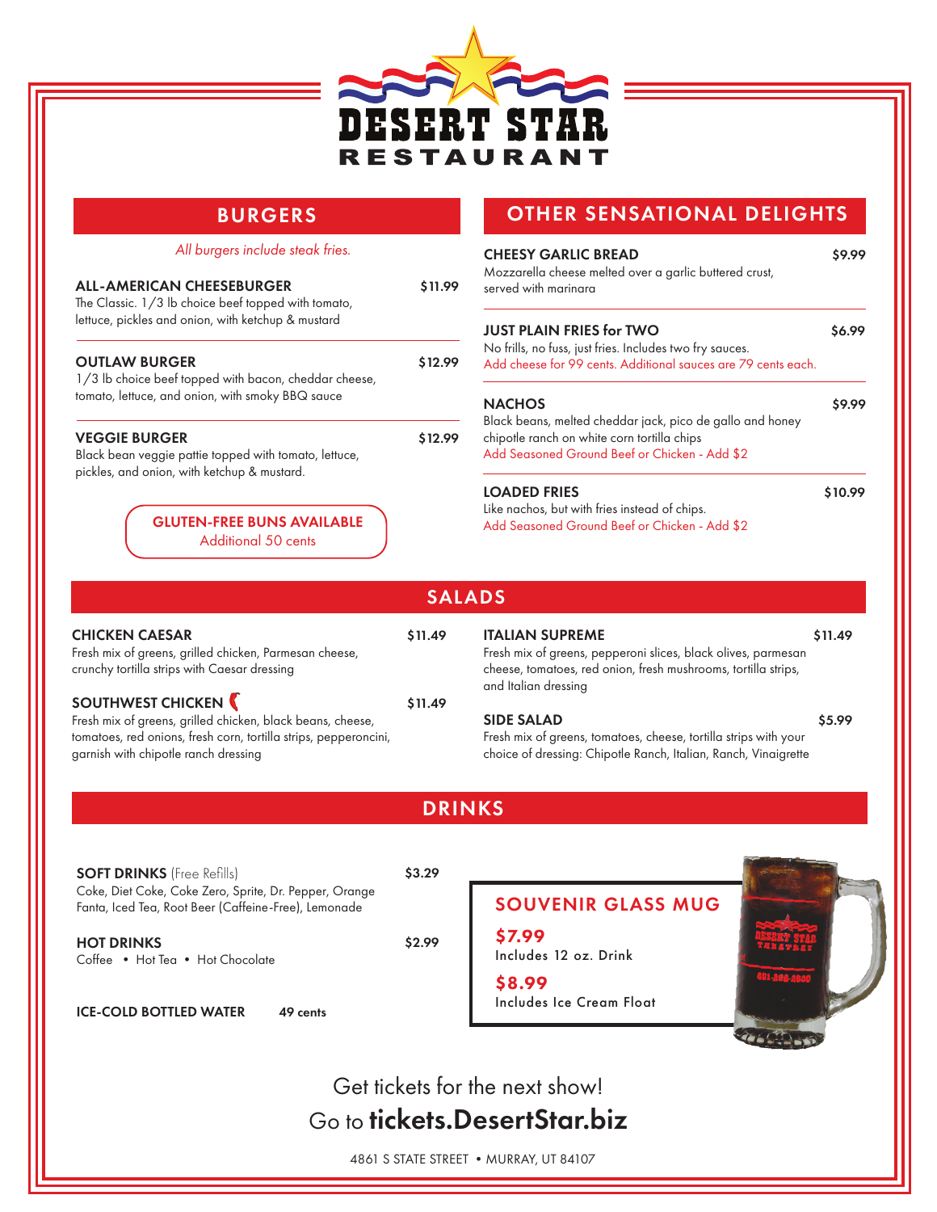# DESERT STAR RESTAURANT

## BURGERS

*All burgers include steak fries.*

**ALL-AMERICAN CHEESEBURGER** $11.99
The Classic. 1/3 lb choice beef topped with tomato, lettuce, pickles and onion, with ketchup & mustard

**OUTLAW BURGER** $12.99
1/3 lb choice beef topped with bacon, cheddar cheese, tomato, lettuce, and onion, with smoky BBQ sauce

**VEGGIE BURGER** $12.99
Black bean veggie pattie topped with tomato, lettuce, pickles, and onion, with ketchup & mustard.

**GLUTEN-FREE BUNS AVAILABLE**
Additional 50 cents

## OTHER SENSATIONAL DELIGHTS

**CHEESY GARLIC BREAD** $9.99
Mozzarella cheese melted over a garlic buttered crust, served with marinara

**JUST PLAIN FRIES for TWO** $6.99
No frills, no fuss, just fries. Includes two fry sauces.
Add cheese for 99 cents. Additional sauces are 79 cents each.

**NACHOS** $9.99
Black beans, melted cheddar jack, pico de gallo and honey chipotle ranch on white corn tortilla chips
Add Seasoned Ground Beef or Chicken - Add $2

**LOADED FRIES** $10.99
Like nachos, but with fries instead of chips.
Add Seasoned Ground Beef or Chicken - Add $2

## SALADS

**CHICKEN CAESAR** $11.49
Fresh mix of greens, grilled chicken, Parmesan cheese, crunchy tortilla strips with Caesar dressing

**SOUTHWEST CHICKEN** $11.49
Fresh mix of greens, grilled chicken, black beans, cheese, tomatoes, red onions, fresh corn, tortilla strips, pepperoncini, garnish with chipotle ranch dressing

**ITALIAN SUPREME** $11.49
Fresh mix of greens, pepperoni slices, black olives, parmesan cheese, tomatoes, red onion, fresh mushrooms, tortilla strips, and Italian dressing

**SIDE SALAD** $5.99
Fresh mix of greens, tomatoes, cheese, tortilla strips with your choice of dressing: Chipotle Ranch, Italian, Ranch, Vinaigrette

## DRINKS

**SOFT DRINKS** (Free Refills) $3.29
Coke, Diet Coke, Coke Zero, Sprite, Dr. Pepper, Orange Fanta, Iced Tea, Root Beer (Caffeine-Free), Lemonade

**HOT DRINKS** $2.99
Coffee • Hot Tea • Hot Chocolate

**ICE-COLD BOTTLED WATER** 49 cents

### SOUVENIR GLASS MUG

**$7.99**
Includes 12 oz. Drink

**$8.99**
Includes Ice Cream Float

Get tickets for the next show!
Go to **tickets.DesertStar.biz**

4861 S STATE STREET • MURRAY, UT 84107